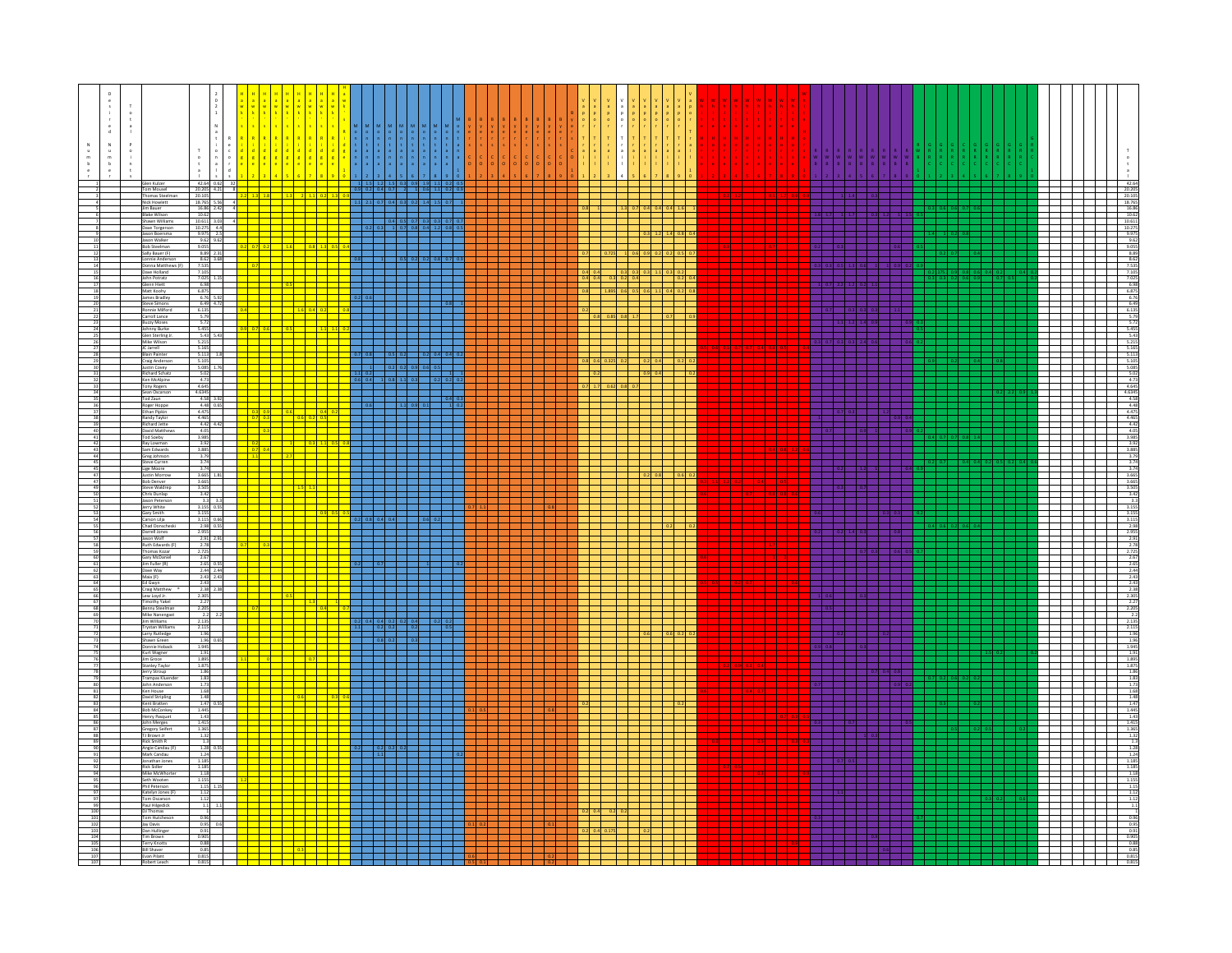| Number | Name | Total | 2021 Nationals | Rockford | Total |
|---|---|---|---|---|---|
| 1 | Glen Kulzer | 42.64 | 0.82 | 32 | 42.64 |
| 2 | Tom Mousel | 20.205 | 4.21 | 8 | 20.205 |
| 3 | Thomas Steelman | 20.105 | | | 20.105 |
| 4 | Nick Howlett | 18.765 | 5.56 | 4 | 18.765 |
| 5 | Jim Bauer | 16.86 | 2.42 | 4 | 16.86 |
| 6 | Blake Wilson | 10.62 | | | 10.62 |
| 7 | Shawn Williams | 10.611 | 3.03 | 4 | 10.611 |
| 8 | Dave Torgerson | 10.275 | 4.4 | | 10.275 |
| 9 | Jason Boersma | 9.975 | 2.5 | | 9.975 |
| 10 | Jason Walker | 9.62 | 9.62 | | 9.62 |
| 11 | Bob Steelman | 9.055 | | | 9.055 |
| 12 | Sally Bauer (F) | 8.89 | 2.31 | | 8.89 |
| 13 | Lonnie Anderson | 8.62 | 3.58 | | 8.62 |
| 14 | Donna Matthews (F) | 7.535 | | | 7.535 |
| 15 | Dave Holland | 7.105 | | | 7.105 |
| 16 | John Potratz | 7.025 | 1.35 | | 7.025 |
| 17 | Glenn Hiatt | 6.98 | | | 6.98 |
| 18 | Matt Koohy | 6.875 | | | 6.875 |
| 19 | James Bradley | 6.76 | 5.92 | | 6.76 |
| 20 | Steve Simons | 6.49 | 4.72 | | 6.49 |
| 21 | Ronnie Milford | 6.135 | | | 6.135 |
| 22 | Carroll Lance | 5.79 | | | 5.79 |
| 23 | Buzzy Moses | 5.72 | | | 5.72 |
| 24 | Johnny Burke | 5.455 | | | 5.455 |
| 25 | Glen Sterling Jr. | 5.43 | 5.43 | | 5.43 |
| 26 | Mike Wilson | 5.215 | | | 5.215 |
| 27 | JC Jarrell | 5.165 | | | 5.165 |
| 28 | Blain Painter | 5.113 | 1.8 | | 5.113 |
| 29 | Craig Anderson | 5.105 | | | 5.105 |
| 30 | Justin Covey | 5.085 | 1.76 | | 5.085 |
| 31 | Richard Schatz | 5.02 | | | 5.02 |
| 32 | Ken McAlpine | 4.73 | | | 4.73 |
| 33 | Tony Rogers | 4.645 | | | 4.645 |
| 34 | Sean Oscarson | 4.6345 | | | 4.6345 |
| 35 | Tod Zaun | 4.58 | 3.92 | | 4.58 |
| 36 | Roger Hoppe | 4.48 | 0.65 | | 4.48 |
| 37 | Ethan Pipkin | 4.475 | | | 4.475 |
| 38 | Randy Taylor | 4.465 | | | 4.465 |
| 39 | Richard Jette | 4.42 | 4.42 | | 4.42 |
| 40 | David Matthews | 4.05 | | | 4.05 |
| 41 | Tod Soeby | 3.985 | | | 3.985 |
| 42 | Ray Lowman | 3.92 | | | 3.92 |
| 43 | Sam Edwards | 3.885 | | | 3.885 |
| 44 | Greg Johnson | 3.79 | | | 3.79 |
| 45 | Steve Curren | 3.74 | | | 3.74 |
| 46 | Lige Moore | 3.74 | | | 3.74 |
| 47 | Justin Morrow | 3.665 | 1.81 | | 3.665 |
| 48 | Bob Denver | 3.665 | | | 3.665 |
| 49 | Steve Waldrep | 3.505 | | | 3.505 |
| 50 | Chris Dunlap | 3.42 | | | 3.42 |
| 51 | Jason Peterson | 3.3 | 3.3 | | 3.3 |
| 52 | Jerry White | 3.155 | 0.55 | | 3.155 |
| 53 | Gary Smith | 3.155 | | | 3.155 |
| 54 | Carson Lilja | 3.115 | 0.66 | | 3.115 |
| 55 | Chad Donacheski | 2.98 | 0.55 | | 2.98 |
| 56 | Darrell Jones | 2.955 | | | 2.955 |
| 57 | Jason Wolf | 2.91 | 2.91 | | 2.91 |
| 58 | Ruth Edwards (F) | 2.78 | | | 2.78 |
| 59 | Thomas Kozar | 2.725 | | | 2.725 |
| 60 | Gary McDaniel | 2.67 | | | 2.67 |
| 61 | Jim Fuller (R) | 2.65 | 0.55 | | 2.65 |
| 62 | Dave Way | 2.44 | 2.44 | | 2.44 |
| 63 | Maia (F) | 2.43 | 2.43 | | 2.43 |
| 64 | Ed Gwyn | 2.43 | | | 2.43 |
| 65 | Craig Matthew | 2.38 | 2.38 | | 2.38 |
| 66 | Lew Loyd Jr. | 2.305 | | | 2.305 |
| 67 | Timothy Yakel | 2.27 | | | 2.27 |
| 68 | Benny Steelman | 2.205 | | | 2.205 |
| 69 | Mike Nanengast | 2.2 | 2.2 | | 2.2 |
| 70 | Jim Williams | 2.135 | | | 2.135 |
| 71 | Trystan Williams | 2.115 | | | 2.115 |
| 72 | Larry Rutledge | 1.96 | | | 1.96 |
| 73 | Shawn Green | 1.96 | 0.85 | | 1.96 |
| 74 | Donnie Hoback | 1.945 | | | 1.945 |
| 75 | Kurt Wagner | 1.91 | | | 1.91 |
| 76 | Jim Groce | 1.895 | | | 1.895 |
| 77 | Stanley Taylor | 1.875 | | | 1.875 |
| 78 | Jerry Stroup | 1.86 | | | 1.86 |
| 79 | Trampas Kluender | 1.83 | | | 1.83 |
| 80 | John Anderson | 1.73 | | | 1.73 |
| 81 | Ken House | 1.68 | | | 1.68 |
| 82 | David Stripling | 1.48 | | | 1.48 |
| 83 | Kent Bratten | 1.47 | 0.55 | | 1.47 |
| 84 | Bob McConkey | 1.445 | | | 1.445 |
| 85 | Henry Pasquet | 1.43 | | | 1.43 |
| 86 | John Merges | 1.415 | | | 1.415 |
| 87 | Gregory Seifert | 1.365 | | | 1.365 |
| 88 | TJ Brown Jr. | 1.32 | | | 1.32 |
| 89 | Rick Smith R | 1.3 | | | 1.3 |
| 90 | Angie Cardau (F) | 1.28 | 0.55 | | 1.28 |
| 91 | Mark Cardau | 1.24 | | | 1.24 |
| 92 | Jonathan Jones | 1.185 | | | 1.185 |
| 93 | Rick Sidler | 1.185 | | | 1.185 |
| 94 | Mike McWhorter | 1.18 | | | 1.18 |
| 95 | Seth Wooten | 1.155 | | | 1.155 |
| 96 | Phil Peterson | 1.15 | 1.15 | | 1.15 |
| 97 | Katelyn Jones (F) | 1.12 | | | 1.12 |
| 97 | Tom Oscarson | 1.12 | | | 1.12 |
| 99 | Paul Hilgedick | 1.1 | 1.1 | | 1.1 |
| 100 | DJ Thomas | 1 | | | 1 |
| 101 | Tom Hutcheson | 0.96 | | | 0.96 |
| 102 | Jay Davis | 0.95 | 0.6 | | 0.95 |
| 103 | Dan Hullinger | 0.91 | | | 0.91 |
| 104 | Tim Brown | 0.905 | | | 0.905 |
| 105 | Terry Knotts | 0.88 | | | 0.88 |
| 106 | Bill Shaver | 0.85 | | | 0.85 |
| 107 | Evan Pilant | 0.815 | | | 0.815 |
| 107 | Robert Leach | 0.815 | | | 0.815 |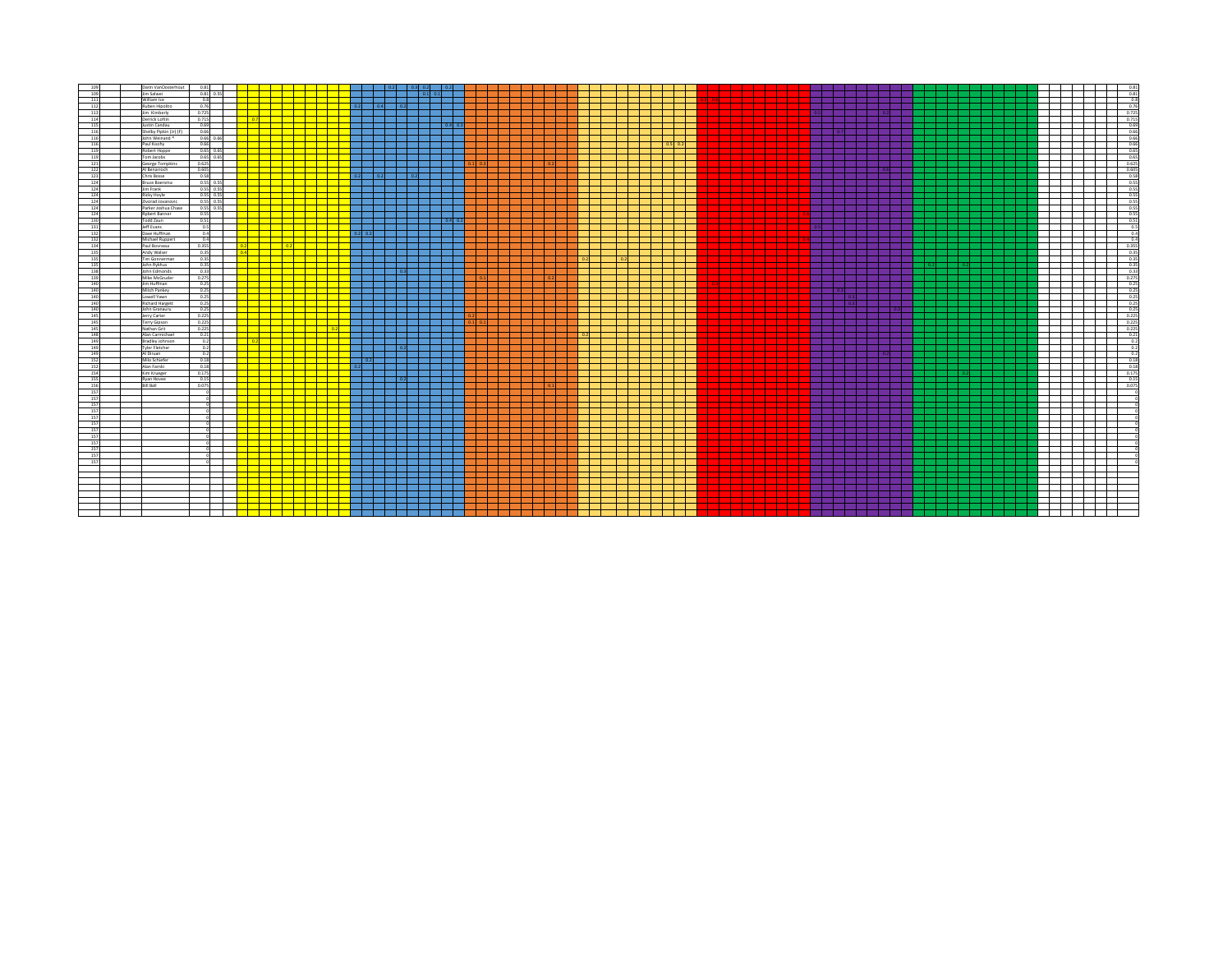| | | | | | |
|---|---|---|---|---|---|
| 109 | Darin VanOosterhout | 0.81 | | 0.2 0.2 0.2 0.2 | 0.81 |
| 109 | Jim Salwei | 0.81 | 0.55 | 0.1 0.1 | 0.81 |
| 111 | William Ice | 0.8 | | 0.2 0.6 | 0.8 |
| 112 | Ruben Hipolito | 0.76 | | 0.2 0.4 0.2 | 0.76 |
| 113 | Jim Kimberly | 0.725 | | 0.5 0.2 | 0.725 |
| 114 | Derrick Loftin | 0.715 | | 0.7 | 0.715 |
| 115 | Justin Candau | 0.69 | | 0.4 0.2 | 0.69 |
| 116 | Shelby Pipkin (Jr) (F) | 0.66 | | 0.3 | 0.66 |
| 116 | John Wernand * | 0.66 | 0.66 | | 0.66 |
| 116 | Paul Koohy | 0.66 | | 0.5 0.2 | 0.66 |
| 119 | Robert Hoppe | 0.65 | 0.65 | | 0.65 |
| 119 | Tom Jacobs | 0.65 | 0.65 | | 0.65 |
| 121 | George Tompkins | 0.625 | | 0.1 0.3 0.2 | 0.625 |
| 122 | Al Benarroch | 0.605 | | 0.6 | 0.605 |
| 123 | Chris Bosse | 0.58 | | 0.2 0.2 0.2 | 0.58 |
| 124 | Bruce Boersma | 0.55 | 0.55 | | 0.55 |
| 124 | Jim Frank | 0.55 | 0.55 | | 0.55 |
| 124 | Ricky Hoyle | 0.55 | 0.55 | | 0.55 |
| 124 | Zivorad Jovanovic | 0.55 | 0.55 | | 0.55 |
| 124 | Parker Joshua Chase | 0.55 | 0.55 | | 0.55 |
| 124 | Robert Banner | 0.55 | | 0.4 | 0.55 |
| 130 | Todd Zaun | 0.51 | | 0.4 0.2 | 0.51 |
| 131 | Jeff Evans | 0.5 | | 0.2 | 0.5 |
| 132 | Dave Huffman | 0.4 | | 0.2 0.2 | 0.4 |
| 132 | Michael Ruppert | 0.4 | | 0.4 | 0.4 |
| 134 | Paul Bovrassa | 0.355 | | 0.2 0.2 | 0.355 |
| 135 | Andy Walser | 0.35 | | 0.4 | 0.35 |
| 135 | Tim Gonnerman | 0.35 | | 0.2 0.2 | 0.35 |
| 135 | John Rylthus | 0.35 | | 0.2 0.2 | 0.35 |
| 138 | John Edmonds | 0.33 | | 0.3 | 0.33 |
| 139 | Mike McGruder | 0.275 | | 0.1 0.2 | 0.275 |
| 140 | Jim Huffman | 0.25 | | 0.3 | 0.25 |
| 140 | Mitch Pankey | 0.25 | | 0.3 | 0.25 |
| 140 | Lowell Yoen | 0.25 | | 0.3 | 0.25 |
| 140 | Richard Hargett | 0.25 | | 0.3 | 0.25 |
| 140 | John Granauru | 0.25 | | 0.4 | 0.25 |
| 145 | Jerry Carter | 0.225 | | 0.2 | 0.225 |
| 145 | Terry Gipson | 0.225 | | 0.1 0.1 | 0.225 |
| 145 | Nathan Girt | 0.225 | | 0.2 | 0.225 |
| 148 | Alan Carmichael | 0.21 | | 0.2 | 0.21 |
| 149 | Bradley Johnson | 0.2 | | 0.2 | 0.2 |
| 149 | Tyler Fletcher | 0.2 | | 0.2 | 0.2 |
| 149 | Al Dirusin | 0.2 | | 0.2 | 0.2 |
| 152 | Milo Schiefer | 0.18 | | 0.2 | 0.18 |
| 152 | Alan Famki | 0.18 | | 0.2 | 0.18 |
| 154 | Kim Krueger | 0.175 | | 0.2 | 0.175 |
| 155 | Ryan Hovee | 0.15 | | 0.2 | 0.15 |
| 156 | Bill Bell | 0.075 | | 0.1 | 0.075 |
| 157 | | 0 | | | 0 |
| 157 | | 0 | | | 0 |
| 157 | | 0 | | | 0 |
| 157 | | 0 | | | 0 |
| 157 | | 0 | | | 0 |
| 157 | | 0 | | | 0 |
| 157 | | 0 | | | 0 |
| 157 | | 0 | | | 0 |
| 157 | | 0 | | | 0 |
| 157 | | 0 | | | 0 |
| 157 | | 0 | | | 0 |
| 157 | | 0 | | | 0 |
| 157 | | 0 | | | 0 |